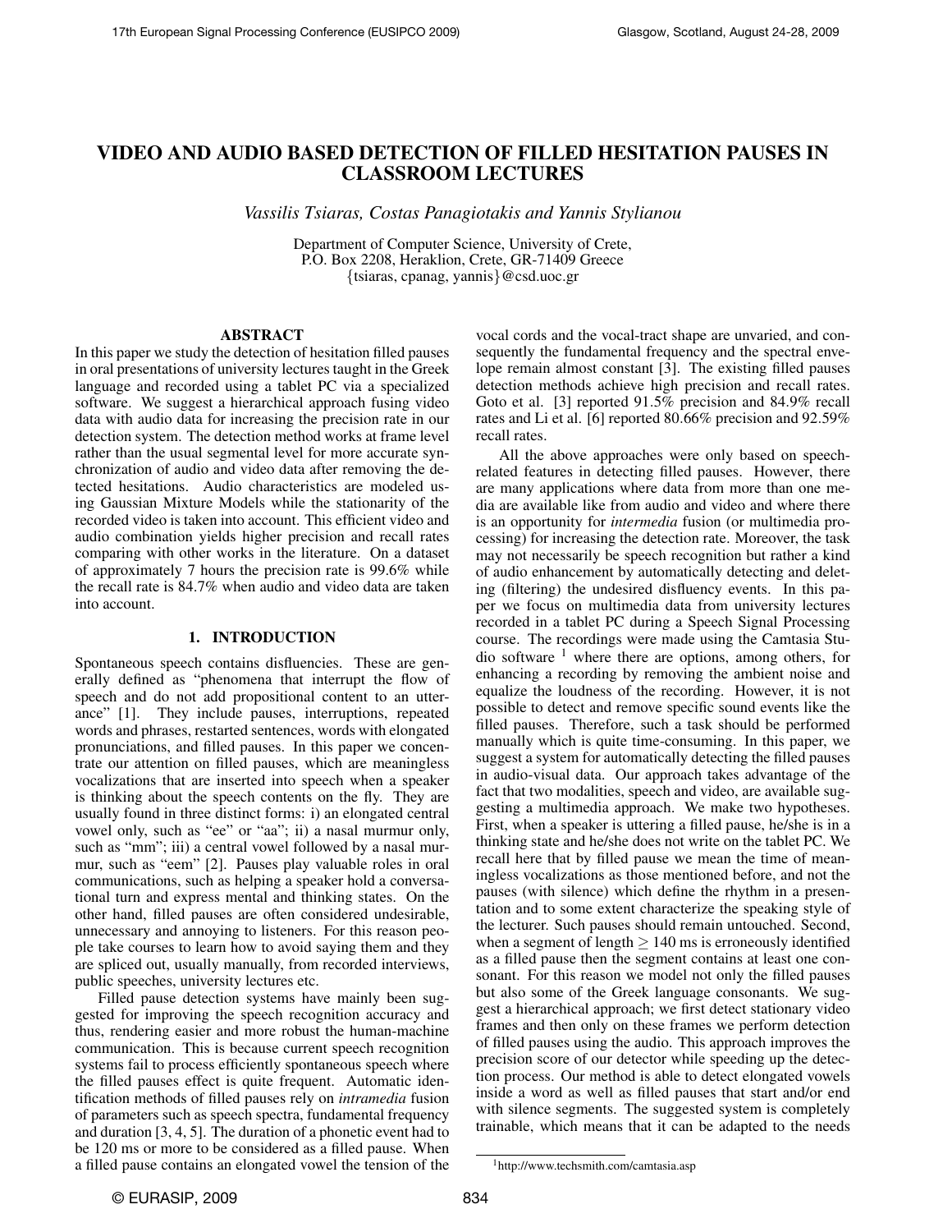# VIDEO AND AUDIO BASED DETECTION OF FILLED HESITATION PAUSES IN CLASSROOM LECTURES

*Vassilis Tsiaras, Costas Panagiotakis and Yannis Stylianou*

Department of Computer Science, University of Crete,
P.O. Box 2208, Heraklion, Crete, GR-71409 Greece
{tsiaras, cpanag, yannis}@csd.uoc.gr

## ABSTRACT

In this paper we study the detection of hesitation filled pauses in oral presentations of university lectures taught in the Greek language and recorded using a tablet PC via a specialized software. We suggest a hierarchical approach fusing video data with audio data for increasing the precision rate in our detection system. The detection method works at frame level rather than the usual segmental level for more accurate synchronization of audio and video data after removing the detected hesitations. Audio characteristics are modeled using Gaussian Mixture Models while the stationarity of the recorded video is taken into account. This efficient video and audio combination yields higher precision and recall rates comparing with other works in the literature. On a dataset of approximately 7 hours the precision rate is 99.6% while the recall rate is 84.7% when audio and video data are taken into account.

## 1. INTRODUCTION

Spontaneous speech contains disfluencies. These are generally defined as "phenomena that interrupt the flow of speech and do not add propositional content to an utterance" [1]. They include pauses, interruptions, repeated words and phrases, restarted sentences, words with elongated pronunciations, and filled pauses. In this paper we concentrate our attention on filled pauses, which are meaningless vocalizations that are inserted into speech when a speaker is thinking about the speech contents on the fly. They are usually found in three distinct forms: i) an elongated central vowel only, such as "ee" or "aa"; ii) a nasal murmur only, such as "mm"; iii) a central vowel followed by a nasal murmur, such as "eem" [2]. Pauses play valuable roles in oral communications, such as helping a speaker hold a conversational turn and express mental and thinking states. On the other hand, filled pauses are often considered undesirable, unnecessary and annoying to listeners. For this reason people take courses to learn how to avoid saying them and they are spliced out, usually manually, from recorded interviews, public speeches, university lectures etc.

Filled pause detection systems have mainly been suggested for improving the speech recognition accuracy and thus, rendering easier and more robust the human-machine communication. This is because current speech recognition systems fail to process efficiently spontaneous speech where the filled pauses effect is quite frequent. Automatic identification methods of filled pauses rely on *intramedia* fusion of parameters such as speech spectra, fundamental frequency and duration [3, 4, 5]. The duration of a phonetic event had to be 120 ms or more to be considered as a filled pause. When a filled pause contains an elongated vowel the tension of the vocal cords and the vocal-tract shape are unvaried, and consequently the fundamental frequency and the spectral envelope remain almost constant [3]. The existing filled pauses detection methods achieve high precision and recall rates. Goto et al. [3] reported 91.5% precision and 84.9% recall rates and Li et al. [6] reported 80.66% precision and 92.59% recall rates.

All the above approaches were only based on speech-related features in detecting filled pauses. However, there are many applications where data from more than one media are available like from audio and video and where there is an opportunity for *intermedia* fusion (or multimedia processing) for increasing the detection rate. Moreover, the task may not necessarily be speech recognition but rather a kind of audio enhancement by automatically detecting and deleting (filtering) the undesired disfluency events. In this paper we focus on multimedia data from university lectures recorded in a tablet PC during a Speech Signal Processing course. The recordings were made using the Camtasia Studio software [1] where there are options, among others, for enhancing a recording by removing the ambient noise and equalize the loudness of the recording. However, it is not possible to detect and remove specific sound events like the filled pauses. Therefore, such a task should be performed manually which is quite time-consuming. In this paper, we suggest a system for automatically detecting the filled pauses in audio-visual data. Our approach takes advantage of the fact that two modalities, speech and video, are available suggesting a multimedia approach. We make two hypotheses. First, when a speaker is uttering a filled pause, he/she is in a thinking state and he/she does not write on the tablet PC. We recall here that by filled pause we mean the time of meaningless vocalizations as those mentioned before, and not the pauses (with silence) which define the rhythm in a presentation and to some extent characterize the speaking style of the lecturer. Such pauses should remain untouched. Second, when a segment of length $\geq$ 140 ms is erroneously identified as a filled pause then the segment contains at least one consonant. For this reason we model not only the filled pauses but also some of the Greek language consonants. We suggest a hierarchical approach; we first detect stationary video frames and then only on these frames we perform detection of filled pauses using the audio. This approach improves the precision score of our detector while speeding up the detection process. Our method is able to detect elongated vowels inside a word as well as filled pauses that start and/or end with silence segments. The suggested system is completely trainable, which means that it can be adapted to the needs

[1] http://www.techsmith.com/camtasia.asp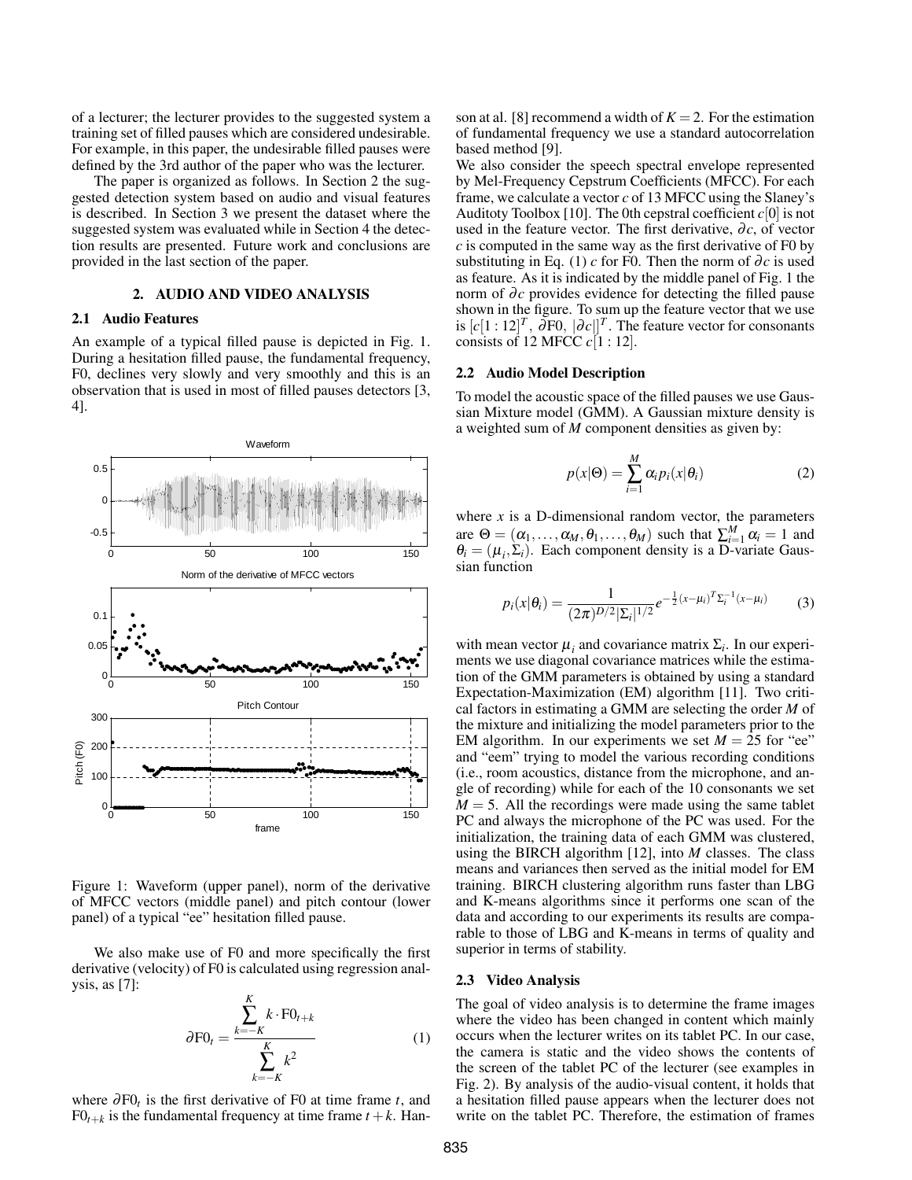of a lecturer; the lecturer provides to the suggested system a training set of filled pauses which are considered undesirable. For example, in this paper, the undesirable filled pauses were defined by the 3rd author of the paper who was the lecturer.

The paper is organized as follows. In Section 2 the suggested detection system based on audio and visual features is described. In Section 3 we present the dataset where the suggested system was evaluated while in Section 4 the detection results are presented. Future work and conclusions are provided in the last section of the paper.

## 2. AUDIO AND VIDEO ANALYSIS

### 2.1 Audio Features

An example of a typical filled pause is depicted in Fig. 1. During a hesitation filled pause, the fundamental frequency, F0, declines very slowly and very smoothly and this is an observation that is used in most of filled pauses detectors [3, 4].

Figure 1: Waveform (upper panel), norm of the derivative of MFCC vectors (middle panel) and pitch contour (lower panel) of a typical "ee" hesitation filled pause.

We also make use of F0 and more specifically the first derivative (velocity) of F0 is calculated using regression analysis, as [7]:

$$\partial \mathrm{F0}_t = \frac{\sum_{k=-K}^{K} k \cdot \mathrm{F0}_{t+k}}{\sum_{k=-K}^{K} k^2} \tag{1}$$

where $\partial \mathrm{F0}_t$ is the first derivative of F0 at time frame $t$, and $\mathrm{F0}_{t+k}$ is the fundamental frequency at time frame $t+k$. Hanson at al. [8] recommend a width of $K = 2$. For the estimation of fundamental frequency we use a standard autocorrelation based method [9].

We also consider the speech spectral envelope represented by Mel-Frequency Cepstrum Coefficients (MFCC). For each frame, we calculate a vector $c$ of 13 MFCC using the Slaney's Auditoty Toolbox [10]. The 0th cepstral coefficient $c[0]$ is not used in the feature vector. The first derivative, $\partial c$, of vector $c$ is computed in the same way as the first derivative of F0 by substituting in Eq. (1) $c$ for F0. Then the norm of $\partial c$ is used as feature. As it is indicated by the middle panel of Fig. 1 the norm of $\partial c$ provides evidence for detecting the filled pause shown in the figure. To sum up the feature vector that we use is $[c[1:12]^T, \partial \mathrm{F0}, |\partial c|]^T$. The feature vector for consonants consists of 12 MFCC $c[1:12]$.

### 2.2 Audio Model Description

To model the acoustic space of the filled pauses we use Gaussian Mixture model (GMM). A Gaussian mixture density is a weighted sum of $M$ component densities as given by:

$$p(x|\Theta) = \sum_{i=1}^{M} \alpha_i p_i(x|\theta_i) \tag{2}$$

where $x$ is a D-dimensional random vector, the parameters are $\Theta = (\alpha_1, \ldots, \alpha_M, \theta_1, \ldots, \theta_M)$ such that $\sum_{i=1}^{M} \alpha_i = 1$ and $\theta_i = (\mu_i, \Sigma_i)$. Each component density is a D-variate Gaussian function

$$p_i(x|\theta_i) = \frac{1}{(2\pi)^{D/2}|\Sigma_i|^{1/2}} e^{-\frac{1}{2}(x-\mu_i)^T \Sigma_i^{-1}(x-\mu_i)} \tag{3}$$

with mean vector $\mu_i$ and covariance matrix $\Sigma_i$. In our experiments we use diagonal covariance matrices while the estimation of the GMM parameters is obtained by using a standard Expectation-Maximization (EM) algorithm [11]. Two critical factors in estimating a GMM are selecting the order $M$ of the mixture and initializing the model parameters prior to the EM algorithm. In our experiments we set $M = 25$ for "ee" and "eem" trying to model the various recording conditions (i.e., room acoustics, distance from the microphone, and angle of recording) while for each of the 10 consonants we set $M = 5$. All the recordings were made using the same tablet PC and always the microphone of the PC was used. For the initialization, the training data of each GMM was clustered, using the BIRCH algorithm [12], into $M$ classes. The class means and variances then served as the initial model for EM training. BIRCH clustering algorithm runs faster than LBG and K-means algorithms since it performs one scan of the data and according to our experiments its results are comparable to those of LBG and K-means in terms of quality and superior in terms of stability.

### 2.3 Video Analysis

The goal of video analysis is to determine the frame images where the video has been changed in content which mainly occurs when the lecturer writes on its tablet PC. In our case, the camera is static and the video shows the contents of the screen of the tablet PC of the lecturer (see examples in Fig. 2). By analysis of the audio-visual content, it holds that a hesitation filled pause appears when the lecturer does not write on the tablet PC. Therefore, the estimation of frames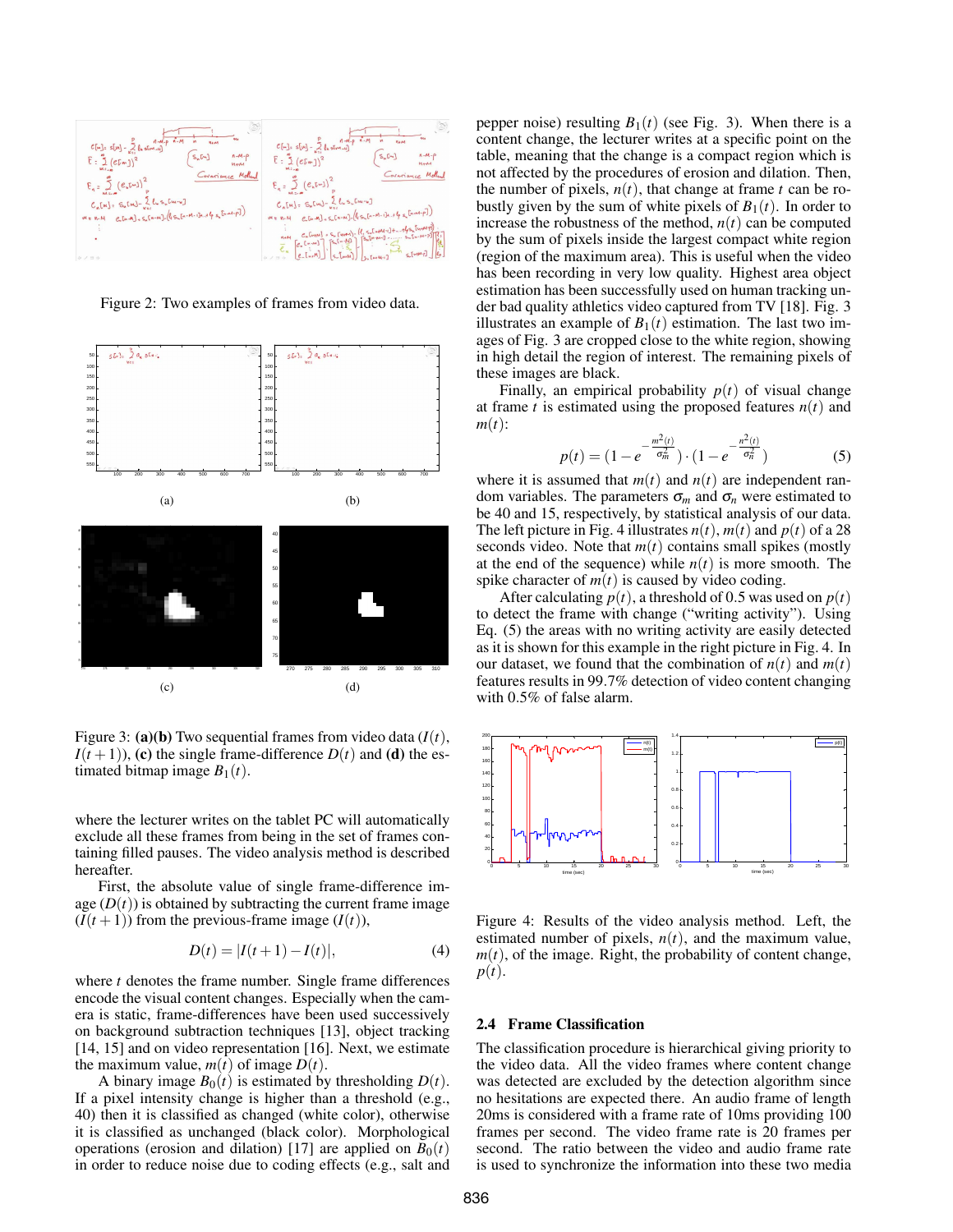Figure 2: Two examples of frames from video data.

Figure 3: **(a)(b)** Two sequential frames from video data ($I(t)$, $I(t+1)$), **(c)** the single frame-difference $D(t)$ and **(d)** the estimated bitmap image $B_1(t)$.

where the lecturer writes on the tablet PC will automatically exclude all these frames from being in the set of frames containing filled pauses. The video analysis method is described hereafter.

First, the absolute value of single frame-difference image ($D(t)$) is obtained by subtracting the current frame image ($I(t+1)$) from the previous-frame image ($I(t)$),

$$D(t) = |I(t+1) - I(t)|, \tag{4}$$

where $t$ denotes the frame number. Single frame differences encode the visual content changes. Especially when the camera is static, frame-differences have been used successively on background subtraction techniques [13], object tracking [14, 15] and on video representation [16]. Next, we estimate the maximum value, $m(t)$ of image $D(t)$.

A binary image $B_0(t)$ is estimated by thresholding $D(t)$. If a pixel intensity change is higher than a threshold (e.g., 40) then it is classified as changed (white color), otherwise it is classified as unchanged (black color). Morphological operations (erosion and dilation) [17] are applied on $B_0(t)$ in order to reduce noise due to coding effects (e.g., salt and pepper noise) resulting $B_1(t)$ (see Fig. 3). When there is a content change, the lecturer writes at a specific point on the table, meaning that the change is a compact region which is not affected by the procedures of erosion and dilation. Then, the number of pixels, $n(t)$, that change at frame $t$ can be robustly given by the sum of white pixels of $B_1(t)$. In order to increase the robustness of the method, $n(t)$ can be computed by the sum of pixels inside the largest compact white region (region of the maximum area). This is useful when the video has been recording in very low quality. Highest area object estimation has been successfully used on human tracking under bad quality athletics video captured from TV [18]. Fig. 3 illustrates an example of $B_1(t)$ estimation. The last two images of Fig. 3 are cropped close to the white region, showing in high detail the region of interest. The remaining pixels of these images are black.

Finally, an empirical probability $p(t)$ of visual change at frame $t$ is estimated using the proposed features $n(t)$ and $m(t)$:

$$p(t) = \left(1 - e^{-\frac{m^2(t)}{\sigma_m^2}}\right) \cdot \left(1 - e^{-\frac{n^2(t)}{\sigma_n^2}}\right) \tag{5}$$

where it is assumed that $m(t)$ and $n(t)$ are independent random variables. The parameters $\sigma_m$ and $\sigma_n$ were estimated to be 40 and 15, respectively, by statistical analysis of our data. The left picture in Fig. 4 illustrates $n(t)$, $m(t)$ and $p(t)$ of a 28 seconds video. Note that $m(t)$ contains small spikes (mostly at the end of the sequence) while $n(t)$ is more smooth. The spike character of $m(t)$ is caused by video coding.

After calculating $p(t)$, a threshold of 0.5 was used on $p(t)$ to detect the frame with change ("writing activity"). Using Eq. (5) the areas with no writing activity are easily detected as it is shown for this example in the right picture in Fig. 4. In our dataset, we found that the combination of $n(t)$ and $m(t)$ features results in 99.7% detection of video content changing with 0.5% of false alarm.

Figure 4: Results of the video analysis method. Left, the estimated number of pixels, $n(t)$, and the maximum value, $m(t)$, of the image. Right, the probability of content change, $p(t)$.

### 2.4 Frame Classification

The classification procedure is hierarchical giving priority to the video data. All the video frames where content change was detected are excluded by the detection algorithm since no hesitations are expected there. An audio frame of length 20ms is considered with a frame rate of 10ms providing 100 frames per second. The video frame rate is 20 frames per second. The ratio between the video and audio frame rate is used to synchronize the information into these two media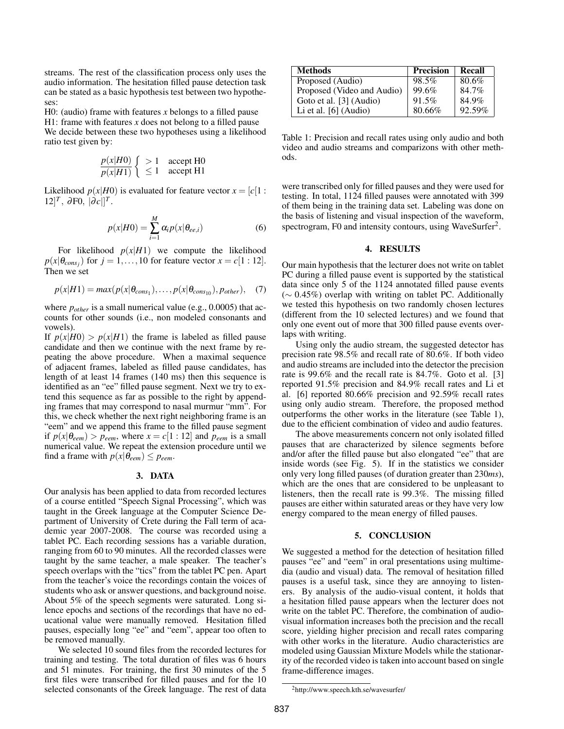streams. The rest of the classification process only uses the audio information. The hesitation filled pause detection task can be stated as a basic hypothesis test between two hypotheses:

H0: (audio) frame with features $x$ belongs to a filled pause
H1: frame with features $x$ does not belong to a filled pause
We decide between these two hypotheses using a likelihood ratio test given by:

$$\frac{p(x|H0)}{p(x|H1)} \begin{cases} > 1 & \text{accept H0} \\ \leq 1 & \text{accept H1} \end{cases}$$

Likelihood $p(x|H0)$ is evaluated for feature vector $x = [c[1:12]^T, \partial \text{F0}, |\partial c|]^T$.

$$p(x|H0) = \sum_{i=1}^{M} \alpha_i p(x|\theta_{ee,i}) \tag{6}$$

For likelihood $p(x|H1)$ we compute the likelihood $p(x|\theta_{cons_j})$ for $j = 1, \ldots, 10$ for feature vector $x = c[1:12]$. Then we set

$$p(x|H1) = max(p(x|\theta_{cons_1}), \ldots, p(x|\theta_{cons_{10}}), p_{other}), \tag{7}$$

where $p_{other}$ is a small numerical value (e.g., 0.0005) that accounts for other sounds (i.e., non modeled consonants and vowels).

If $p(x|H0) > p(x|H1)$ the frame is labeled as filled pause candidate and then we continue with the next frame by repeating the above procedure. When a maximal sequence of adjacent frames, labeled as filled pause candidates, has length of at least 14 frames (140 ms) then this sequence is identified as an "ee" filled pause segment. Next we try to extend this sequence as far as possible to the right by appending frames that may correspond to nasal murmur "mm". For this, we check whether the next right neighboring frame is an "eem" and we append this frame to the filled pause segment if $p(x|\theta_{eem}) > p_{eem}$, where $x = c[1:12]$ and $p_{eem}$ is a small numerical value. We repeat the extension procedure until we find a frame with $p(x|\theta_{eem}) \leq p_{eem}$.

## 3. DATA

Our analysis has been applied to data from recorded lectures of a course entitled "Speech Signal Processing", which was taught in the Greek language at the Computer Science Department of University of Crete during the Fall term of academic year 2007-2008. The course was recorded using a tablet PC. Each recording sessions has a variable duration, ranging from 60 to 90 minutes. All the recorded classes were taught by the same teacher, a male speaker. The teacher's speech overlaps with the "tics" from the tablet PC pen. Apart from the teacher's voice the recordings contain the voices of students who ask or answer questions, and background noise. About 5% of the speech segments were saturated. Long silence epochs and sections of the recordings that have no educational value were manually removed. Hesitation filled pauses, especially long "ee" and "eem", appear too often to be removed manually.

We selected 10 sound files from the recorded lectures for training and testing. The total duration of files was 6 hours and 51 minutes. For training, the first 30 minutes of the 5 first files were transcribed for filled pauses and for the 10 selected consonants of the Greek language. The rest of data were transcribed only for filled pauses and they were used for testing. In total, 1124 filled pauses were annotated with 399 of them being in the training data set. Labeling was done on the basis of listening and visual inspection of the waveform, spectrogram, F0 and intensity contours, using WaveSurfer[2].

| Methods | Precision | Recall |
|---|---|---|
| Proposed (Audio) | 98.5% | 80.6% |
| Proposed (Video and Audio) | 99.6% | 84.7% |
| Goto et al. [3] (Audio) | 91.5% | 84.9% |
| Li et al. [6] (Audio) | 80.66% | 92.59% |

Table 1: Precision and recall rates using only audio and both video and audio streams and comparizons with other methods.

## 4. RESULTS

Our main hypothesis that the lecturer does not write on tablet PC during a filled pause event is supported by the statistical data since only 5 of the 1124 annotated filled pause events ($\sim$ 0.45%) overlap with writing on tablet PC. Additionally we tested this hypothesis on two randomly chosen lectures (different from the 10 selected lectures) and we found that only one event out of more that 300 filled pause events overlaps with writing.

Using only the audio stream, the suggested detector has precision rate 98.5% and recall rate of 80.6%. If both video and audio streams are included into the detector the precision rate is 99.6% and the recall rate is 84.7%. Goto et al. [3] reported 91.5% precision and 84.9% recall rates and Li et al. [6] reported 80.66% precision and 92.59% recall rates using only audio stream. Therefore, the proposed method outperforms the other works in the literature (see Table 1), due to the efficient combination of video and audio features.

The above measurements concern not only isolated filled pauses that are characterized by silence segments before and/or after the filled pause but also elongated "ee" that are inside words (see Fig. 5). If in the statistics we consider only very long filled pauses (of duration greater than 230*ms*), which are the ones that are considered to be unpleasant to listeners, then the recall rate is 99.3%. The missing filled pauses are either within saturated areas or they have very low energy compared to the mean energy of filled pauses.

## 5. CONCLUSION

We suggested a method for the detection of hesitation filled pauses "ee" and "eem" in oral presentations using multimedia (audio and visual) data. The removal of hesitation filled pauses is a useful task, since they are annoying to listeners. By analysis of the audio-visual content, it holds that a hesitation filled pause appears when the lecturer does not write on the tablet PC. Therefore, the combination of audio-visual information increases both the precision and the recall score, yielding higher precision and recall rates comparing with other works in the literature. Audio characteristics are modeled using Gaussian Mixture Models while the stationarity of the recorded video is taken into account based on single frame-difference images.

[2] http://www.speech.kth.se/wavesurfer/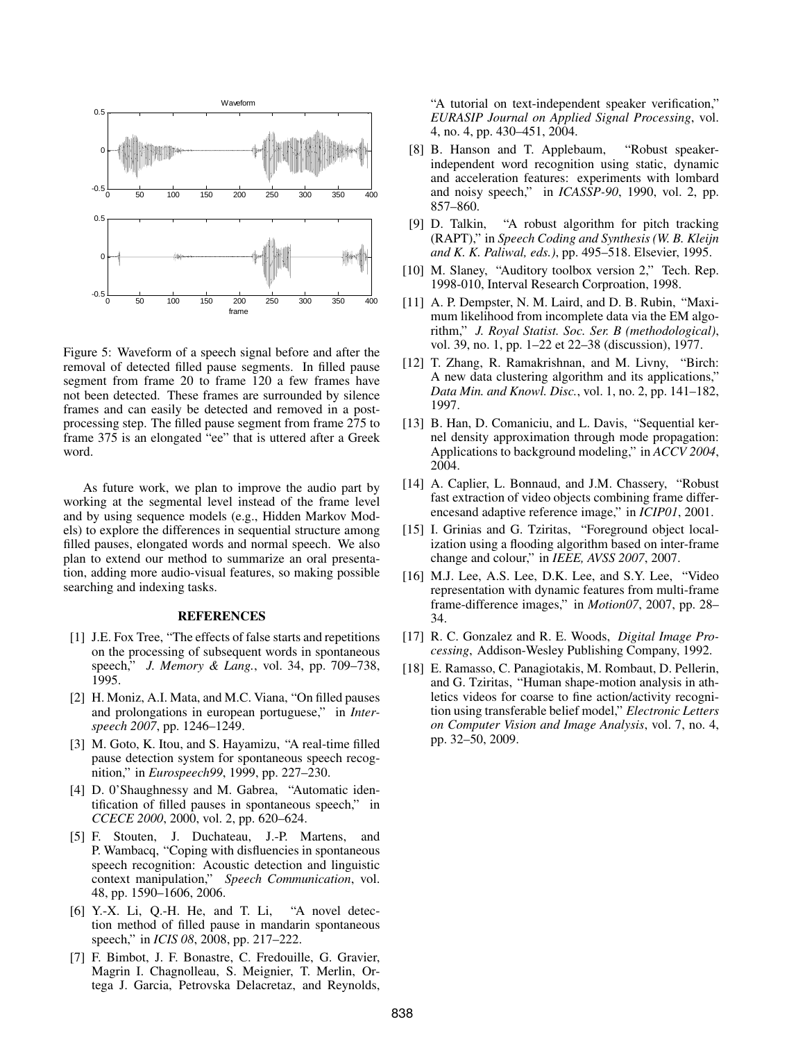Waveform

0.5

0

-0.5

0 50 100 150 200 250 300 350 400

0.5

0

-0.5

0 50 100 150 200 250 300 350 400

frame

Figure 5: Waveform of a speech signal before and after the removal of detected filled pause segments. In filled pause segment from frame 20 to frame 120 a few frames have not been detected. These frames are surrounded by silence frames and can easily be detected and removed in a post-processing step. The filled pause segment from frame 275 to frame 375 is an elongated "ee" that is uttered after a Greek word.

As future work, we plan to improve the audio part by working at the segmental level instead of the frame level and by using sequence models (e.g., Hidden Markov Models) to explore the differences in sequential structure among filled pauses, elongated words and normal speech. We also plan to extend our method to summarize an oral presentation, adding more audio-visual features, so making possible searching and indexing tasks.

## REFERENCES

[1] J.E. Fox Tree, "The effects of false starts and repetitions on the processing of subsequent words in spontaneous speech," *J. Memory & Lang.*, vol. 34, pp. 709–738, 1995.

[2] H. Moniz, A.I. Mata, and M.C. Viana, "On filled pauses and prolongations in european portuguese," in *Interspeech 2007*, pp. 1246–1249.

[3] M. Goto, K. Itou, and S. Hayamizu, "A real-time filled pause detection system for spontaneous speech recognition," in *Eurospeech99*, 1999, pp. 227–230.

[4] D. 0'Shaughnessy and M. Gabrea, "Automatic identification of filled pauses in spontaneous speech," in *CCECE 2000*, 2000, vol. 2, pp. 620–624.

[5] F. Stouten, J. Duchateau, J.-P. Martens, and P. Wambacq, "Coping with disfluencies in spontaneous speech recognition: Acoustic detection and linguistic context manipulation," *Speech Communication*, vol. 48, pp. 1590–1606, 2006.

[6] Y.-X. Li, Q.-H. He, and T. Li, "A novel detection method of filled pause in mandarin spontaneous speech," in *ICIS 08*, 2008, pp. 217–222.

[7] F. Bimbot, J. F. Bonastre, C. Fredouille, G. Gravier, Magrin I. Chagnolleau, S. Meignier, T. Merlin, Ortega J. Garcia, Petrovska Delacretaz, and Reynolds, "A tutorial on text-independent speaker verification," *EURASIP Journal on Applied Signal Processing*, vol. 4, no. 4, pp. 430–451, 2004.

[8] B. Hanson and T. Applebaum, "Robust speaker-independent word recognition using static, dynamic and acceleration features: experiments with lombard and noisy speech," in *ICASSP-90*, 1990, vol. 2, pp. 857–860.

[9] D. Talkin, "A robust algorithm for pitch tracking (RAPT)," in *Speech Coding and Synthesis (W. B. Kleijn and K. K. Paliwal, eds.)*, pp. 495–518. Elsevier, 1995.

[10] M. Slaney, "Auditory toolbox version 2," Tech. Rep. 1998-010, Interval Research Corproation, 1998.

[11] A. P. Dempster, N. M. Laird, and D. B. Rubin, "Maximum likelihood from incomplete data via the EM algorithm," *J. Royal Statist. Soc. Ser. B (methodological)*, vol. 39, no. 1, pp. 1–22 et 22–38 (discussion), 1977.

[12] T. Zhang, R. Ramakrishnan, and M. Livny, "Birch: A new data clustering algorithm and its applications," *Data Min. and Knowl. Disc.*, vol. 1, no. 2, pp. 141–182, 1997.

[13] B. Han, D. Comaniciu, and L. Davis, "Sequential kernel density approximation through mode propagation: Applications to background modeling," in *ACCV 2004*, 2004.

[14] A. Caplier, L. Bonnaud, and J.M. Chassery, "Robust fast extraction of video objects combining frame differencesand adaptive reference image," in *ICIP01*, 2001.

[15] I. Grinias and G. Tziritas, "Foreground object localization using a flooding algorithm based on inter-frame change and colour," in *IEEE, AVSS 2007*, 2007.

[16] M.J. Lee, A.S. Lee, D.K. Lee, and S.Y. Lee, "Video representation with dynamic features from multi-frame frame-difference images," in *Motion07*, 2007, pp. 28–34.

[17] R. C. Gonzalez and R. E. Woods, *Digital Image Processing*, Addison-Wesley Publishing Company, 1992.

[18] E. Ramasso, C. Panagiotakis, M. Rombaut, D. Pellerin, and G. Tziritas, "Human shape-motion analysis in athletics videos for coarse to fine action/activity recognition using transferable belief model," *Electronic Letters on Computer Vision and Image Analysis*, vol. 7, no. 4, pp. 32–50, 2009.